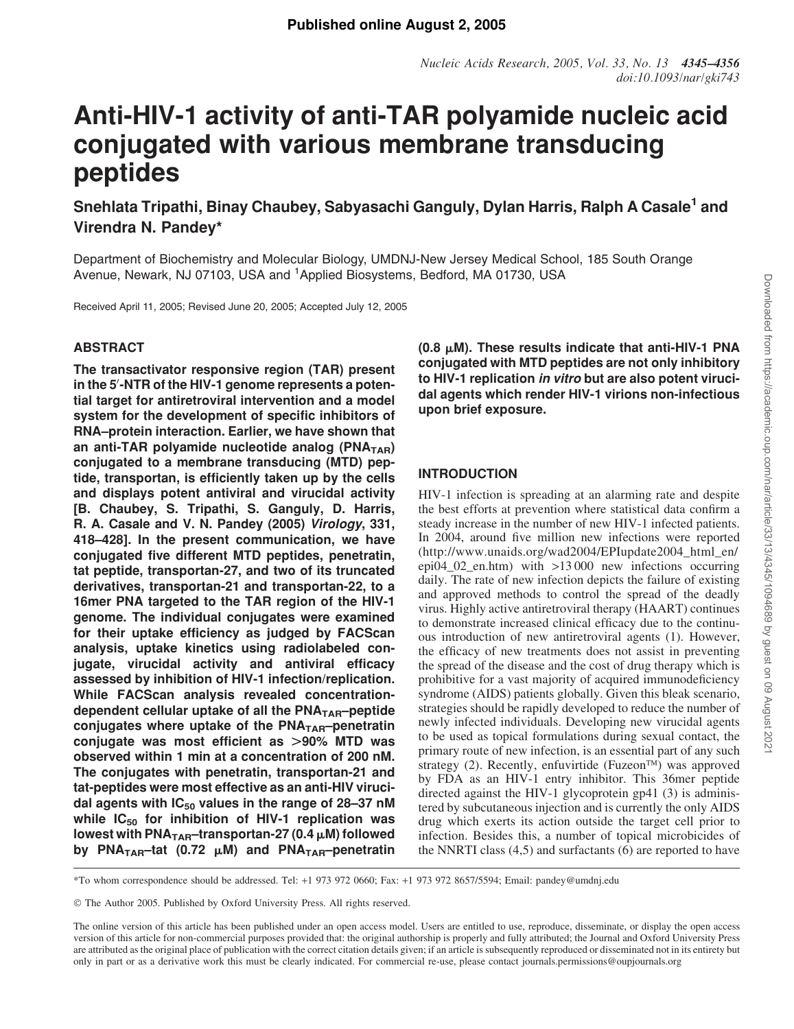Published online August 2, 2005

# Anti-HIV-1 activity of anti-TAR polyamide nucleic acid conjugated with various membrane transducing peptides

**Snehlata Tripathi, Binay Chaubey, Sabyasachi Ganguly, Dylan Harris, Ralph A Casale[1] and Virendra N. Pandey***

Department of Biochemistry and Molecular Biology, UMDNJ-New Jersey Medical School, 185 South Orange Avenue, Newark, NJ 07103, USA and [1]Applied Biosystems, Bedford, MA 01730, USA

Received April 11, 2005; Revised June 20, 2005; Accepted July 12, 2005

## ABSTRACT

**The transactivator responsive region (TAR) present in the 5′-NTR of the HIV-1 genome represents a potential target for antiretroviral intervention and a model system for the development of specific inhibitors of RNA–protein interaction. Earlier, we have shown that an anti-TAR polyamide nucleotide analog ($PNA_{TAR}$) conjugated to a membrane transducing (MTD) peptide, transportan, is efficiently taken up by the cells and displays potent antiviral and virucidal activity [B. Chaubey, S. Tripathi, S. Ganguly, D. Harris, R. A. Casale and V. N. Pandey (2005) *Virology*, 331, 418–428]. In the present communication, we have conjugated five different MTD peptides, penetratin, tat peptide, transportan-27, and two of its truncated derivatives, transportan-21 and transportan-22, to a 16mer PNA targeted to the TAR region of the HIV-1 genome. The individual conjugates were examined for their uptake efficiency as judged by FACScan analysis, uptake kinetics using radiolabeled conjugate, virucidal activity and antiviral efficacy assessed by inhibition of HIV-1 infection/replication. While FACScan analysis revealed concentration-dependent cellular uptake of all the $PNA_{TAR}$–peptide conjugates where uptake of the $PNA_{TAR}$–penetratin conjugate was most efficient as >90% MTD was observed within 1 min at a concentration of 200 nM. The conjugates with penetratin, transportan-21 and tat-peptides were most effective as an anti-HIV virucidal agents with $IC_{50}$ values in the range of 28–37 nM while $IC_{50}$ for inhibition of HIV-1 replication was lowest with $PNA_{TAR}$–transportan-27 (0.4 μM) followed by $PNA_{TAR}$–tat (0.72 μM) and $PNA_{TAR}$–penetratin (0.8 μM). These results indicate that anti-HIV-1 PNA conjugated with MTD peptides are not only inhibitory to HIV-1 replication *in vitro* but are also potent virucidal agents which render HIV-1 virions non-infectious upon brief exposure.**

## INTRODUCTION

HIV-1 infection is spreading at an alarming rate and despite the best efforts at prevention where statistical data confirm a steady increase in the number of new HIV-1 infected patients. In 2004, around five million new infections were reported (http://www.unaids.org/wad2004/EPIupdate2004_html_en/epi04_02_en.htm) with >13 000 new infections occurring daily. The rate of new infection depicts the failure of existing and approved methods to control the spread of the deadly virus. Highly active antiretroviral therapy (HAART) continues to demonstrate increased clinical efficacy due to the continuous introduction of new antiretroviral agents (1). However, the efficacy of new treatments does not assist in preventing the spread of the disease and the cost of drug therapy which is prohibitive for a vast majority of acquired immunodeficiency syndrome (AIDS) patients globally. Given this bleak scenario, strategies should be rapidly developed to reduce the number of newly infected individuals. Developing new virucidal agents to be used as topical formulations during sexual contact, the primary route of new infection, is an essential part of any such strategy (2). Recently, enfuvirtide (Fuzeon™) was approved by FDA as an HIV-1 entry inhibitor. This 36mer peptide directed against the HIV-1 glycoprotein gp41 (3) is administered by subcutaneous injection and is currently the only AIDS drug which exerts its action outside the target cell prior to infection. Besides this, a number of topical microbicides of the NNRTI class (4,5) and surfactants (6) are reported to have

*To whom correspondence should be addressed. Tel: +1 973 972 0660; Fax: +1 973 972 8657/5594; Email: pandey@umdnj.edu

© The Author 2005. Published by Oxford University Press. All rights reserved.

The online version of this article has been published under an open access model. Users are entitled to use, reproduce, disseminate, or display the open access version of this article for non-commercial purposes provided that: the original authorship is properly and fully attributed; the Journal and Oxford University Press are attributed as the original place of publication with the correct citation details given; if an article is subsequently reproduced or disseminated not in its entirety but only in part or as a derivative work this must be clearly indicated. For commercial re-use, please contact journals.permissions@oupjournals.org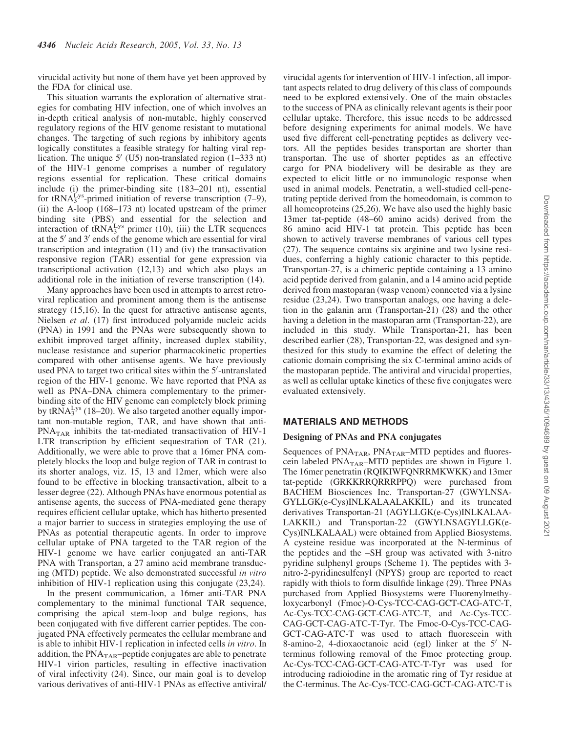virucidal activity but none of them have yet been approved by the FDA for clinical use.

This situation warrants the exploration of alternative strategies for combating HIV infection, one of which involves an in-depth critical analysis of non-mutable, highly conserved regulatory regions of the HIV genome resistant to mutational changes. The targeting of such regions by inhibitory agents logically constitutes a feasible strategy for halting viral replication. The unique 5′ (U5) non-translated region (1–333 nt) of the HIV-1 genome comprises a number of regulatory regions essential for replication. These critical domains include (i) the primer-binding site (183–201 nt), essential for $tRNA_3^{Lys}$-primed initiation of reverse transcription (7–9), (ii) the A-loop (168–173 nt) located upstream of the primer binding site (PBS) and essential for the selection and interaction of $tRNA_3^{Lys}$ primer (10), (iii) the LTR sequences at the 5′ and 3′ ends of the genome which are essential for viral transcription and integration (11) and (iv) the transactivation responsive region (TAR) essential for gene expression via transcriptional activation (12,13) and which also plays an additional role in the initiation of reverse transcription (14).

Many approaches have been used in attempts to arrest retroviral replication and prominent among them is the antisense strategy (15,16). In the quest for attractive antisense agents, Nielsen *et al*. (17) first introduced polyamide nucleic acids (PNA) in 1991 and the PNAs were subsequently shown to exhibit improved target affinity, increased duplex stability, nuclease resistance and superior pharmacokinetic properties compared with other antisense agents. We have previously used PNA to target two critical sites within the 5′-untranslated region of the HIV-1 genome. We have reported that PNA as well as PNA–DNA chimera complementary to the primer-binding site of the HIV genome can completely block priming by $tRNA_3^{Lys}$ (18–20). We also targeted another equally important non-mutable region, TAR, and have shown that anti-$PNA_{TAR}$ inhibits the tat-mediated transactivation of HIV-1 LTR transcription by efficient sequestration of TAR (21). Additionally, we were able to prove that a 16mer PNA completely blocks the loop and bulge region of TAR in contrast to its shorter analogs, viz. 15, 13 and 12mer, which were also found to be effective in blocking transactivation, albeit to a lesser degree (22). Although PNAs have enormous potential as antisense agents, the success of PNA-mediated gene therapy requires efficient cellular uptake, which has hitherto presented a major barrier to success in strategies employing the use of PNAs as potential therapeutic agents. In order to improve cellular uptake of PNA targeted to the TAR region of the HIV-1 genome we have earlier conjugated an anti-TAR PNA with Transportan, a 27 amino acid membrane transducing (MTD) peptide. We also demonstrated successful *in vitro* inhibition of HIV-1 replication using this conjugate (23,24).

In the present communication, a 16mer anti-TAR PNA complementary to the minimal functional TAR sequence, comprising the apical stem-loop and bulge regions, has been conjugated with five different carrier peptides. The conjugated PNA effectively permeates the cellular membrane and is able to inhibit HIV-1 replication in infected cells *in vitro*. In addition, the $PNA_{TAR}$–peptide conjugates are able to penetrate HIV-1 virion particles, resulting in effective inactivation of viral infectivity (24). Since, our main goal is to develop various derivatives of anti-HIV-1 PNAs as effective antiviral/virucidal agents for intervention of HIV-1 infection, all important aspects related to drug delivery of this class of compounds need to be explored extensively. One of the main obstacles to the success of PNA as clinically relevant agents is their poor cellular uptake. Therefore, this issue needs to be addressed before designing experiments for animal models. We have used five different cell-penetrating peptides as delivery vectors. All the peptides besides transportan are shorter than transportan. The use of shorter peptides as an effective cargo for PNA biodelivery will be desirable as they are expected to elicit little or no immunologic response when used in animal models. Penetratin, a well-studied cell-penetrating peptide derived from the homeodomain, is common to all homeoproteins (25,26). We have also used the highly basic 13mer tat-peptide (48–60 amino acids) derived from the 86 amino acid HIV-1 tat protein. This peptide has been shown to actively traverse membranes of various cell types (27). The sequence contains six arginine and two lysine residues, conferring a highly cationic character to this peptide. Transportan-27, is a chimeric peptide containing a 13 amino acid peptide derived from galanin, and a 14 amino acid peptide derived from mastoparan (wasp venom) connected via a lysine residue (23,24). Two transportan analogs, one having a deletion in the galanin arm (Transportan-21) (28) and the other having a deletion in the mastoparan arm (Transportan-22), are included in this study. While Transportan-21, has been described earlier (28), Transportan-22, was designed and synthesized for this study to examine the effect of deleting the cationic domain comprising the six C-terminal amino acids of the mastoparan peptide. The antiviral and virucidal properties, as well as cellular uptake kinetics of these five conjugates were evaluated extensively.

## MATERIALS AND METHODS

### Designing of PNAs and PNA conjugates

Sequences of $PNA_{TAR}$, $PNA_{TAR}$–MTD peptides and fluorescein labeled $PNA_{TAR}$–MTD peptides are shown in Figure 1. The 16mer penetratin (RQIKIWFQNRRMKWKK) and 13mer tat-peptide (GRKKRRQRRRPPQ) were purchased from BACHEM Biosciences Inc. Transportan-27 (GWYLNSAGYLLGK(e-Cys)INLKALAALAKKIL) and its truncated derivatives Transportan-21 (AGYLLGK(e-Cys)INLKALAALAKKIL) and Transportan-22 (GWYLNSAGYLLGK(e-Cys)INLKALAAL) were obtained from Applied Biosystems. A cysteine residue was incorporated at the N-terminus of the peptides and the –SH group was activated with 3-nitro pyridine sulphenyl groups (Scheme 1). The peptides with 3-nitro-2-pyridinesulfenyl (NPYS) group are reported to react rapidly with thiols to form disulfide linkage (29). Three PNAs purchased from Applied Biosystems were Fluorenylmethyloxycarbonyl (Fmoc)-O-Cys-TCC-CAG-GCT-CAG-ATC-T, Ac-Cys-TCC-CAG-GCT-CAG-ATC-T, and Ac-Cys-TCC-CAG-GCT-CAG-ATC-T-Tyr. The Fmoc-O-Cys-TCC-CAG-GCT-CAG-ATC-T was used to attach fluorescein with 8-amino-2, 4-dioxaoctanoic acid (egl) linker at the 5′ N-terminus following removal of the Fmoc protecting group. Ac-Cys-TCC-CAG-GCT-CAG-ATC-T-Tyr was used for introducing radioiodine in the aromatic ring of Tyr residue at the C-terminus. The Ac-Cys-TCC-CAG-GCT-CAG-ATC-T is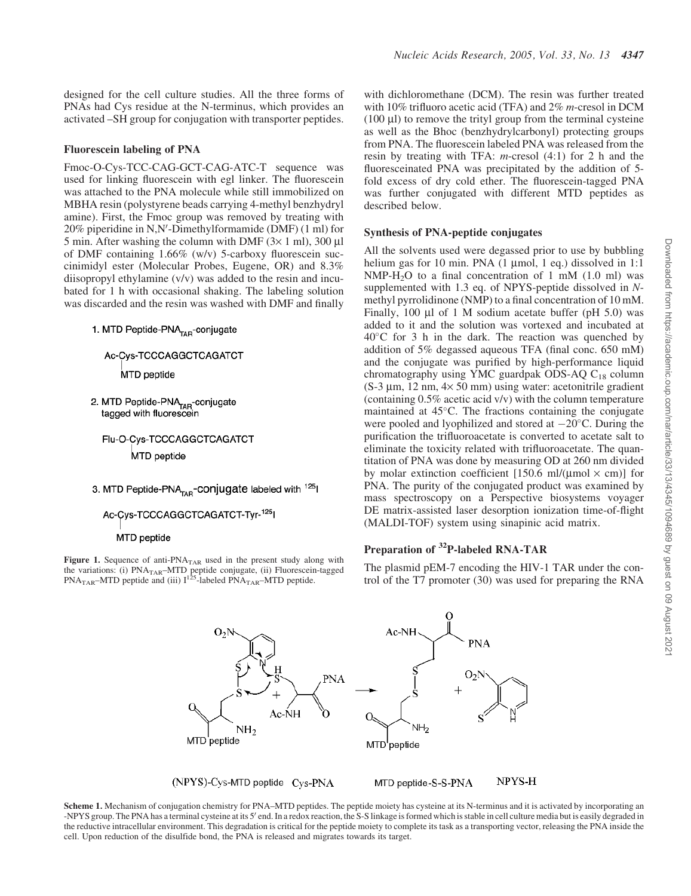designed for the cell culture studies. All the three forms of PNAs had Cys residue at the N-terminus, which provides an activated –SH group for conjugation with transporter peptides.

### Fluorescein labeling of PNA

Fmoc-O-Cys-TCC-CAG-GCT-CAG-ATC-T sequence was used for linking fluorescein with egl linker. The fluorescein was attached to the PNA molecule while still immobilized on MBHA resin (polystyrene beads carrying 4-methyl benzhydryl amine). First, the Fmoc group was removed by treating with 20% piperidine in N,N′-Dimethylformamide (DMF) (1 ml) for 5 min. After washing the column with DMF (3× 1 ml), 300 μl of DMF containing 1.66% (w/v) 5-carboxy fluorescein succinimidyl ester (Molecular Probes, Eugene, OR) and 8.3% diisopropyl ethylamine (v/v) was added to the resin and incubated for 1 h with occasional shaking. The labeling solution was discarded and the resin was washed with DMF and finally with dichloromethane (DCM). The resin was further treated with 10% trifluoro acetic acid (TFA) and 2% *m*-cresol in DCM (100 μl) to remove the trityl group from the terminal cysteine as well as the Bhoc (benzhydrylcarbonyl) protecting groups from PNA. The fluorescein labeled PNA was released from the resin by treating with TFA: *m*-cresol (4:1) for 2 h and the fluoresceinated PNA was precipitated by the addition of 5-fold excess of dry cold ether. The fluorescein-tagged PNA was further conjugated with different MTD peptides as described below.

1. MTD Peptide-PNA$_{TAR}$-conjugate

Ac-Cys-TCCCAGGCTCAGATCT
|
MTD peptide

2. MTD Peptide-PNA$_{TAR}$-conjugate tagged with fluorescein

Flu-O-Cys-TCCCAGGCTCAGATCT
|
MTD peptide

3. MTD Peptide-PNA$_{TAR}$-conjugate labeled with $^{125}$I

Ac-Cys-TCCCAGGCTCAGATCT-Tyr-$^{125}$I
|
MTD peptide

**Figure 1.** Sequence of anti-PNA$_{TAR}$ used in the present study along with the variations: (i) PNA$_{TAR}$–MTD peptide conjugate, (ii) Fluorescein-tagged PNA$_{TAR}$–MTD peptide and (iii) I$^{125}$-labeled PNA$_{TAR}$–MTD peptide.

### Synthesis of PNA-peptide conjugates

All the solvents used were degassed prior to use by bubbling helium gas for 10 min. PNA (1 μmol, 1 eq.) dissolved in 1:1 NMP-$H_2O$ to a final concentration of 1 mM (1.0 ml) was supplemented with 1.3 eq. of NPYS-peptide dissolved in *N*-methyl pyrrolidinone (NMP) to a final concentration of 10 mM. Finally, 100 μl of 1 M sodium acetate buffer (pH 5.0) was added to it and the solution was vortexed and incubated at 40°C for 3 h in the dark. The reaction was quenched by addition of 5% degassed aqueous TFA (final conc. 650 mM) and the conjugate was purified by high-performance liquid chromatography using YMC guardpak ODS-AQ $C_{18}$ column (S-3 μm, 12 nm, 4× 50 mm) using water: acetonitrile gradient (containing 0.5% acetic acid v/v) with the column temperature maintained at 45°C. The fractions containing the conjugate were pooled and lyophilized and stored at −20°C. During the purification the trifluoroacetate is converted to acetate salt to eliminate the toxicity related with trifluoroacetate. The quantitation of PNA was done by measuring OD at 260 nm divided by molar extinction coefficient [150.6 ml/(μmol × cm)] for PNA. The purity of the conjugated product was examined by mass spectroscopy on a Perspective biosystems voyager DE matrix-assisted laser desorption ionization time-of-flight (MALDI-TOF) system using sinapinic acid matrix.

### Preparation of $^{32}$P-labeled RNA-TAR

The plasmid pEM-7 encoding the HIV-1 TAR under the control of the T7 promoter (30) was used for preparing the RNA

(NPYS)-Cys-MTD peptide   Cys-PNA   MTD peptide-S-S-PNA   NPYS-H

**Scheme 1.** Mechanism of conjugation chemistry for PNA–MTD peptides. The peptide moiety has cysteine at its N-terminus and it is activated by incorporating an -NPYS group. The PNA has a terminal cysteine at its 5′ end. In a redox reaction, the S-S linkage is formed which is stable in cell culture media but is easily degraded in the reductive intracellular environment. This degradation is critical for the peptide moiety to complete its task as a transporting vector, releasing the PNA inside the cell. Upon reduction of the disulfide bond, the PNA is released and migrates towards its target.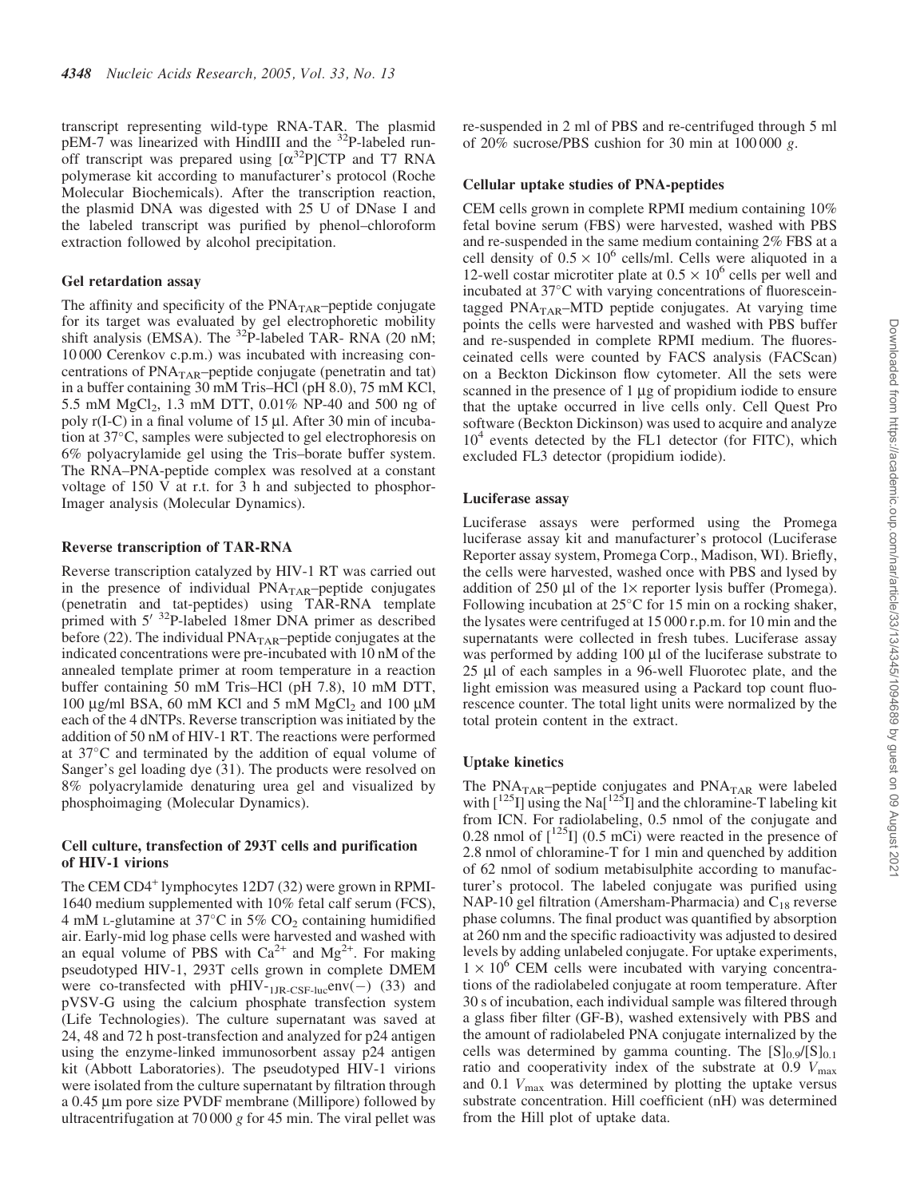transcript representing wild-type RNA-TAR. The plasmid pEM-7 was linearized with HindIII and the $^{32}P$-labeled run-off transcript was prepared using [$\alpha^{32}P$]CTP and T7 RNA polymerase kit according to manufacturer's protocol (Roche Molecular Biochemicals). After the transcription reaction, the plasmid DNA was digested with 25 U of DNase I and the labeled transcript was purified by phenol–chloroform extraction followed by alcohol precipitation.

### Gel retardation assay

The affinity and specificity of the $PNA_{TAR}$–peptide conjugate for its target was evaluated by gel electrophoretic mobility shift analysis (EMSA). The $^{32}P$-labeled TAR- RNA (20 nM; 10 000 Cerenkov c.p.m.) was incubated with increasing concentrations of $PNA_{TAR}$–peptide conjugate (penetratin and tat) in a buffer containing 30 mM Tris–HCl (pH 8.0), 75 mM KCl, 5.5 mM $MgCl_2$, 1.3 mM DTT, 0.01% NP-40 and 500 ng of poly r(I-C) in a final volume of 15 µl. After 30 min of incubation at 37°C, samples were subjected to gel electrophoresis on 6% polyacrylamide gel using the Tris–borate buffer system. The RNA–PNA-peptide complex was resolved at a constant voltage of 150 V at r.t. for 3 h and subjected to phosphorImager analysis (Molecular Dynamics).

### Reverse transcription of TAR-RNA

Reverse transcription catalyzed by HIV-1 RT was carried out in the presence of individual $PNA_{TAR}$–peptide conjugates (penetratin and tat-peptides) using TAR-RNA template primed with 5′ $^{32}P$-labeled 18mer DNA primer as described before (22). The individual $PNA_{TAR}$–peptide conjugates at the indicated concentrations were pre-incubated with 10 nM of the annealed template primer at room temperature in a reaction buffer containing 50 mM Tris–HCl (pH 7.8), 10 mM DTT, 100 µg/ml BSA, 60 mM KCl and 5 mM $MgCl_2$ and 100 µM each of the 4 dNTPs. Reverse transcription was initiated by the addition of 50 nM of HIV-1 RT. The reactions were performed at 37°C and terminated by the addition of equal volume of Sanger's gel loading dye (31). The products were resolved on 8% polyacrylamide denaturing urea gel and visualized by phosphoimaging (Molecular Dynamics).

### Cell culture, transfection of 293T cells and purification of HIV-1 virions

The CEM $CD4^+$ lymphocytes 12D7 (32) were grown in RPMI-1640 medium supplemented with 10% fetal calf serum (FCS), 4 mM L-glutamine at 37°C in 5% $CO_2$ containing humidified air. Early-mid log phase cells were harvested and washed with an equal volume of PBS with $Ca^{2+}$ and $Mg^{2+}$. For making pseudotyped HIV-1, 293T cells grown in complete DMEM were co-transfected with pHIV-$_{1JR\text{-}CSF\text{-}luc}$env(−) (33) and pVSV-G using the calcium phosphate transfection system (Life Technologies). The culture supernatant was saved at 24, 48 and 72 h post-transfection and analyzed for p24 antigen using the enzyme-linked immunosorbent assay p24 antigen kit (Abbott Laboratories). The pseudotyped HIV-1 virions were isolated from the culture supernatant by filtration through a 0.45 µm pore size PVDF membrane (Millipore) followed by ultracentrifugation at 70 000 $g$ for 45 min. The viral pellet was re-suspended in 2 ml of PBS and re-centrifuged through 5 ml of 20% sucrose/PBS cushion for 30 min at 100 000 $g$.

### Cellular uptake studies of PNA-peptides

CEM cells grown in complete RPMI medium containing 10% fetal bovine serum (FBS) were harvested, washed with PBS and re-suspended in the same medium containing 2% FBS at a cell density of $0.5 \times 10^6$ cells/ml. Cells were aliquoted in a 12-well costar microtiter plate at $0.5 \times 10^6$ cells per well and incubated at 37°C with varying concentrations of fluorescein-tagged $PNA_{TAR}$–MTD peptide conjugates. At varying time points the cells were harvested and washed with PBS buffer and re-suspended in complete RPMI medium. The fluoresceinated cells were counted by FACS analysis (FACScan) on a Beckton Dickinson flow cytometer. All the sets were scanned in the presence of 1 µg of propidium iodide to ensure that the uptake occurred in live cells only. Cell Quest Pro software (Beckton Dickinson) was used to acquire and analyze $10^4$ events detected by the FL1 detector (for FITC), which excluded FL3 detector (propidium iodide).

### Luciferase assay

Luciferase assays were performed using the Promega luciferase assay kit and manufacturer's protocol (Luciferase Reporter assay system, Promega Corp., Madison, WI). Briefly, the cells were harvested, washed once with PBS and lysed by addition of 250 µl of the 1× reporter lysis buffer (Promega). Following incubation at 25°C for 15 min on a rocking shaker, the lysates were centrifuged at 15 000 r.p.m. for 10 min and the supernatants were collected in fresh tubes. Luciferase assay was performed by adding 100 µl of the luciferase substrate to 25 µl of each samples in a 96-well Fluorotec plate, and the light emission was measured using a Packard top count fluorescence counter. The total light units were normalized by the total protein content in the extract.

### Uptake kinetics

The $PNA_{TAR}$–peptide conjugates and $PNA_{TAR}$ were labeled with [$^{125}I$] using the Na[$^{125}I$] and the chloramine-T labeling kit from ICN. For radiolabeling, 0.5 nmol of the conjugate and 0.28 nmol of [$^{125}I$] (0.5 mCi) were reacted in the presence of 2.8 nmol of chloramine-T for 1 min and quenched by addition of 62 nmol of sodium metabisulphite according to manufacturer's protocol. The labeled conjugate was purified using NAP-10 gel filtration (Amersham-Pharmacia) and $C_{18}$ reverse phase columns. The final product was quantified by absorption at 260 nm and the specific radioactivity was adjusted to desired levels by adding unlabeled conjugate. For uptake experiments, $1 \times 10^6$ CEM cells were incubated with varying concentrations of the radiolabeled conjugate at room temperature. After 30 s of incubation, each individual sample was filtered through a glass fiber filter (GF-B), washed extensively with PBS and the amount of radiolabeled PNA conjugate internalized by the cells was determined by gamma counting. The $[S]_{0.9}/[S]_{0.1}$ ratio and cooperativity index of the substrate at 0.9 $V_{max}$ and 0.1 $V_{max}$ was determined by plotting the uptake versus substrate concentration. Hill coefficient (nH) was determined from the Hill plot of uptake data.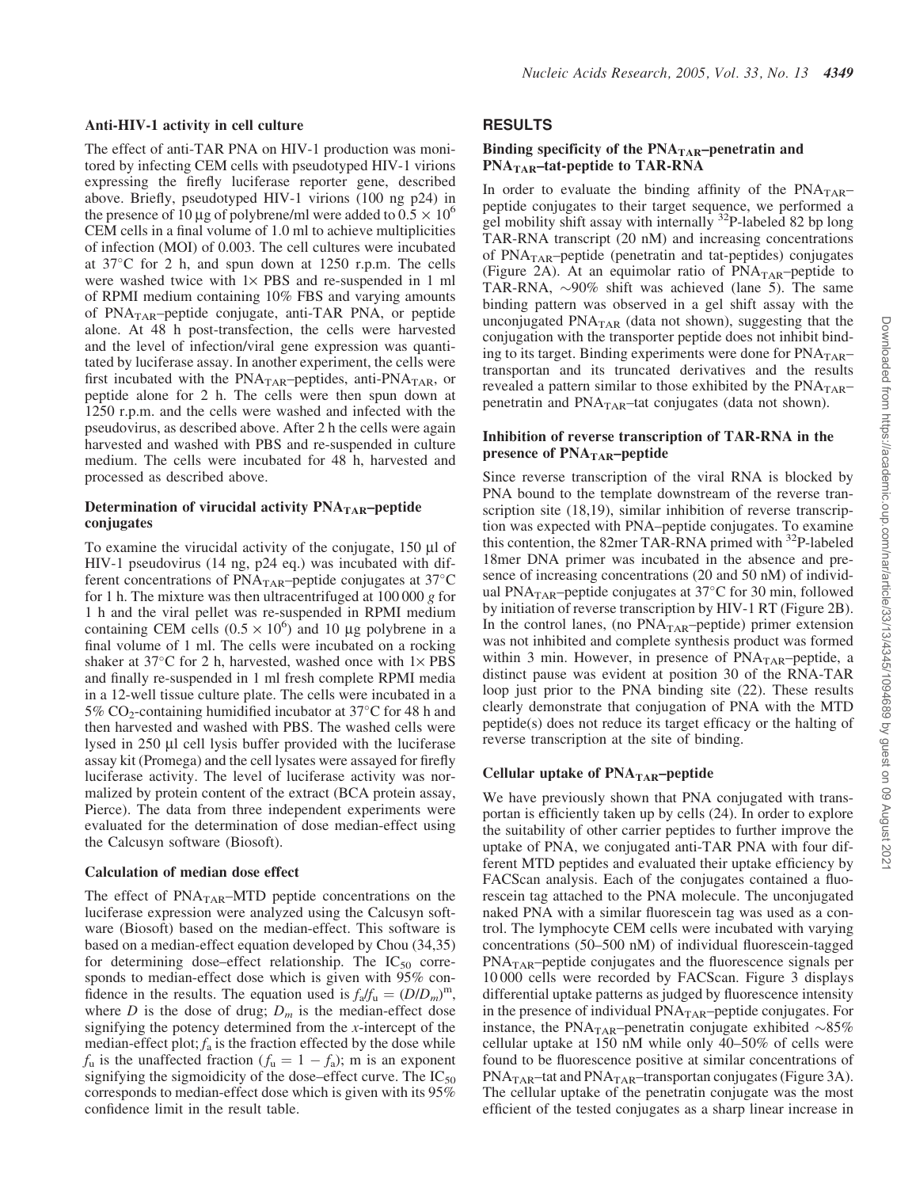### Anti-HIV-1 activity in cell culture

The effect of anti-TAR PNA on HIV-1 production was monitored by infecting CEM cells with pseudotyped HIV-1 virions expressing the firefly luciferase reporter gene, described above. Briefly, pseudotyped HIV-1 virions (100 ng p24) in the presence of 10 μg of polybrene/ml were added to $0.5 \times 10^6$ CEM cells in a final volume of 1.0 ml to achieve multiplicities of infection (MOI) of 0.003. The cell cultures were incubated at 37°C for 2 h, and spun down at 1250 r.p.m. The cells were washed twice with 1× PBS and re-suspended in 1 ml of RPMI medium containing 10% FBS and varying amounts of $PNA_{TAR}$–peptide conjugate, anti-TAR PNA, or peptide alone. At 48 h post-transfection, the cells were harvested and the level of infection/viral gene expression was quantitated by luciferase assay. In another experiment, the cells were first incubated with the $PNA_{TAR}$–peptides, anti-$PNA_{TAR}$, or peptide alone for 2 h. The cells were then spun down at 1250 r.p.m. and the cells were washed and infected with the pseudovirus, as described above. After 2 h the cells were again harvested and washed with PBS and re-suspended in culture medium. The cells were incubated for 48 h, harvested and processed as described above.

### Determination of virucidal activity $PNA_{TAR}$–peptide conjugates

To examine the virucidal activity of the conjugate, 150 μl of HIV-1 pseudovirus (14 ng, p24 eq.) was incubated with different concentrations of $PNA_{TAR}$–peptide conjugates at 37°C for 1 h. The mixture was then ultracentrifuged at 100 000 *g* for 1 h and the viral pellet was re-suspended in RPMI medium containing CEM cells ($0.5 \times 10^6$) and 10 μg polybrene in a final volume of 1 ml. The cells were incubated on a rocking shaker at 37°C for 2 h, harvested, washed once with 1× PBS and finally re-suspended in 1 ml fresh complete RPMI media in a 12-well tissue culture plate. The cells were incubated in a 5% $CO_2$-containing humidified incubator at 37°C for 48 h and then harvested and washed with PBS. The washed cells were lysed in 250 μl cell lysis buffer provided with the luciferase assay kit (Promega) and the cell lysates were assayed for firefly luciferase activity. The level of luciferase activity was normalized by protein content of the extract (BCA protein assay, Pierce). The data from three independent experiments were evaluated for the determination of dose median-effect using the Calcusyn software (Biosoft).

### Calculation of median dose effect

The effect of $PNA_{TAR}$–MTD peptide concentrations on the luciferase expression were analyzed using the Calcusyn software (Biosoft) based on the median-effect. This software is based on a median-effect equation developed by Chou (34,35) for determining dose–effect relationship. The $IC_{50}$ corresponds to median-effect dose which is given with 95% confidence in the results. The equation used is $f_a/f_u = (D/D_m)^m$, where $D$ is the dose of drug; $D_m$ is the median-effect dose signifying the potency determined from the *x*-intercept of the median-effect plot; $f_a$ is the fraction effected by the dose while $f_u$ is the unaffected fraction ($f_u = 1 - f_a$); m is an exponent signifying the sigmoidicity of the dose–effect curve. The $IC_{50}$ corresponds to median-effect dose which is given with its 95% confidence limit in the result table.

## RESULTS

### Binding specificity of the $PNA_{TAR}$–penetratin and $PNA_{TAR}$–tat-peptide to TAR-RNA

In order to evaluate the binding affinity of the $PNA_{TAR}$–peptide conjugates to their target sequence, we performed a gel mobility shift assay with internally $^{32}$P-labeled 82 bp long TAR-RNA transcript (20 nM) and increasing concentrations of $PNA_{TAR}$–peptide (penetratin and tat-peptides) conjugates (Figure 2A). At an equimolar ratio of $PNA_{TAR}$–peptide to TAR-RNA, ~90% shift was achieved (lane 5). The same binding pattern was observed in a gel shift assay with the unconjugated $PNA_{TAR}$ (data not shown), suggesting that the conjugation with the transporter peptide does not inhibit binding to its target. Binding experiments were done for $PNA_{TAR}$–transportan and its truncated derivatives and the results revealed a pattern similar to those exhibited by the $PNA_{TAR}$–penetratin and $PNA_{TAR}$–tat conjugates (data not shown).

### Inhibition of reverse transcription of TAR-RNA in the presence of $PNA_{TAR}$–peptide

Since reverse transcription of the viral RNA is blocked by PNA bound to the template downstream of the reverse transcription site (18,19), similar inhibition of reverse transcription was expected with PNA–peptide conjugates. To examine this contention, the 82mer TAR-RNA primed with $^{32}$P-labeled 18mer DNA primer was incubated in the absence and presence of increasing concentrations (20 and 50 nM) of individual $PNA_{TAR}$–peptide conjugates at 37°C for 30 min, followed by initiation of reverse transcription by HIV-1 RT (Figure 2B). In the control lanes, (no $PNA_{TAR}$–peptide) primer extension was not inhibited and complete synthesis product was formed within 3 min. However, in presence of $PNA_{TAR}$–peptide, a distinct pause was evident at position 30 of the RNA-TAR loop just prior to the PNA binding site (22). These results clearly demonstrate that conjugation of PNA with the MTD peptide(s) does not reduce its target efficacy or the halting of reverse transcription at the site of binding.

### Cellular uptake of $PNA_{TAR}$–peptide

We have previously shown that PNA conjugated with transportan is efficiently taken up by cells (24). In order to explore the suitability of other carrier peptides to further improve the uptake of PNA, we conjugated anti-TAR PNA with four different MTD peptides and evaluated their uptake efficiency by FACScan analysis. Each of the conjugates contained a fluorescein tag attached to the PNA molecule. The unconjugated naked PNA with a similar fluorescein tag was used as a control. The lymphocyte CEM cells were incubated with varying concentrations (50–500 nM) of individual fluorescein-tagged $PNA_{TAR}$–peptide conjugates and the fluorescence signals per 10 000 cells were recorded by FACScan. Figure 3 displays differential uptake patterns as judged by fluorescence intensity in the presence of individual $PNA_{TAR}$–peptide conjugates. For instance, the $PNA_{TAR}$–penetratin conjugate exhibited ~85% cellular uptake at 150 nM while only 40–50% of cells were found to be fluorescence positive at similar concentrations of $PNA_{TAR}$–tat and $PNA_{TAR}$–transportan conjugates (Figure 3A). The cellular uptake of the penetratin conjugate was the most efficient of the tested conjugates as a sharp linear increase in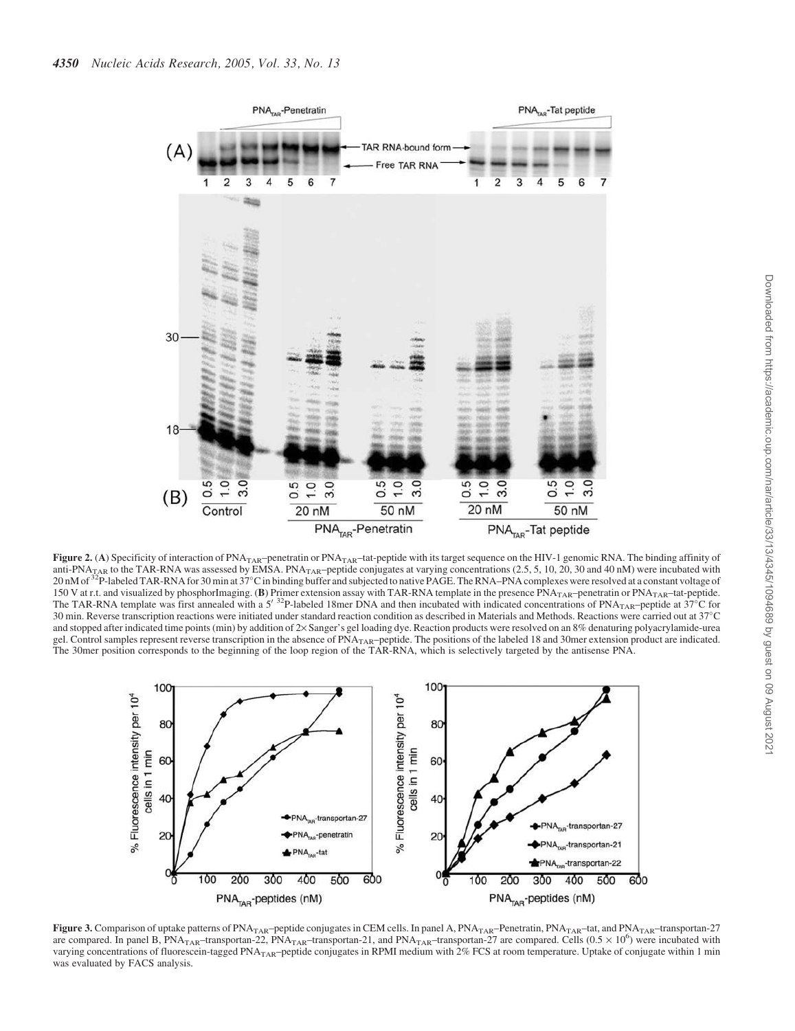**Figure 2.** (**A**) Specificity of interaction of $PNA_{TAR}$–penetratin or $PNA_{TAR}$–tat-peptide with its target sequence on the HIV-1 genomic RNA. The binding affinity of anti-$PNA_{TAR}$ to the TAR-RNA was assessed by EMSA. $PNA_{TAR}$–peptide conjugates at varying concentrations (2.5, 5, 10, 20, 30 and 40 nM) were incubated with 20 nM of $^{32}$P-labeled TAR-RNA for 30 min at 37°C in binding buffer and subjected to native PAGE. The RNA–PNA complexes were resolved at a constant voltage of 150 V at r.t. and visualized by phosphorImaging. (**B**) Primer extension assay with TAR-RNA template in the presence $PNA_{TAR}$–penetratin or $PNA_{TAR}$–tat-peptide. The TAR-RNA template was first annealed with a 5′ $^{32}$P-labeled 18mer DNA and then incubated with indicated concentrations of $PNA_{TAR}$–peptide at 37°C for 30 min. Reverse transcription reactions were initiated under standard reaction condition as described in Materials and Methods. Reactions were carried out at 37°C and stopped after indicated time points (min) by addition of 2× Sanger's gel loading dye. Reaction products were resolved on an 8% denaturing polyacrylamide-urea gel. Control samples represent reverse transcription in the absence of $PNA_{TAR}$–peptide. The positions of the labeled 18 and 30mer extension product are indicated. The 30mer position corresponds to the beginning of the loop region of the TAR-RNA, which is selectively targeted by the antisense PNA.

**Figure 3.** Comparison of uptake patterns of $PNA_{TAR}$–peptide conjugates in CEM cells. In panel A, $PNA_{TAR}$–Penetratin, $PNA_{TAR}$–tat, and $PNA_{TAR}$–transportan-27 are compared. In panel B, $PNA_{TAR}$–transportan-22, $PNA_{TAR}$–transportan-21, and $PNA_{TAR}$–transportan-27 are compared. Cells ($0.5 \times 10^6$) were incubated with varying concentrations of fluorescein-tagged $PNA_{TAR}$–peptide conjugates in RPMI medium with 2% FCS at room temperature. Uptake of conjugate within 1 min was evaluated by FACS analysis.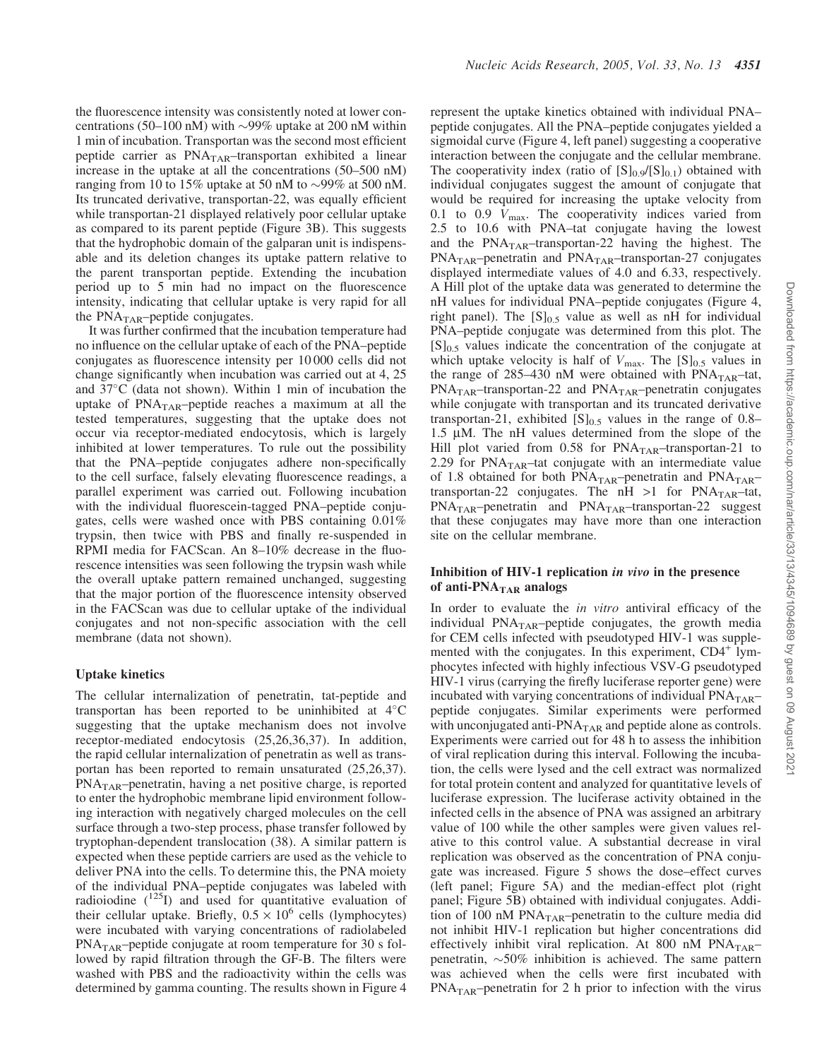the fluorescence intensity was consistently noted at lower concentrations (50–100 nM) with ∼99% uptake at 200 nM within 1 min of incubation. Transportan was the second most efficient peptide carrier as $PNA_{TAR}$–transportan exhibited a linear increase in the uptake at all the concentrations (50–500 nM) ranging from 10 to 15% uptake at 50 nM to ∼99% at 500 nM. Its truncated derivative, transportan-22, was equally efficient while transportan-21 displayed relatively poor cellular uptake as compared to its parent peptide (Figure 3B). This suggests that the hydrophobic domain of the galparan unit is indispensable and its deletion changes its uptake pattern relative to the parent transportan peptide. Extending the incubation period up to 5 min had no impact on the fluorescence intensity, indicating that cellular uptake is very rapid for all the $PNA_{TAR}$–peptide conjugates.

It was further confirmed that the incubation temperature had no influence on the cellular uptake of each of the PNA–peptide conjugates as fluorescence intensity per 10 000 cells did not change significantly when incubation was carried out at 4, 25 and 37°C (data not shown). Within 1 min of incubation the uptake of $PNA_{TAR}$–peptide reaches a maximum at all the tested temperatures, suggesting that the uptake does not occur via receptor-mediated endocytosis, which is largely inhibited at lower temperatures. To rule out the possibility that the PNA–peptide conjugates adhere non-specifically to the cell surface, falsely elevating fluorescence readings, a parallel experiment was carried out. Following incubation with the individual fluorescein-tagged PNA–peptide conjugates, cells were washed once with PBS containing 0.01% trypsin, then twice with PBS and finally re-suspended in RPMI media for FACScan. An 8–10% decrease in the fluorescence intensities was seen following the trypsin wash while the overall uptake pattern remained unchanged, suggesting that the major portion of the fluorescence intensity observed in the FACScan was due to cellular uptake of the individual conjugates and not non-specific association with the cell membrane (data not shown).

### Uptake kinetics

The cellular internalization of penetratin, tat-peptide and transportan has been reported to be uninhibited at 4°C suggesting that the uptake mechanism does not involve receptor-mediated endocytosis (25,26,36,37). In addition, the rapid cellular internalization of penetratin as well as transportan has been reported to remain unsaturated (25,26,37). $PNA_{TAR}$–penetratin, having a net positive charge, is reported to enter the hydrophobic membrane lipid environment following interaction with negatively charged molecules on the cell surface through a two-step process, phase transfer followed by tryptophan-dependent translocation (38). A similar pattern is expected when these peptide carriers are used as the vehicle to deliver PNA into the cells. To determine this, the PNA moiety of the individual PNA–peptide conjugates was labeled with radioiodine ($^{125}I$) and used for quantitative evaluation of their cellular uptake. Briefly, $0.5 \times 10^6$ cells (lymphocytes) were incubated with varying concentrations of radiolabeled $PNA_{TAR}$–peptide conjugate at room temperature for 30 s followed by rapid filtration through the GF-B. The filters were washed with PBS and the radioactivity within the cells was determined by gamma counting. The results shown in Figure 4 represent the uptake kinetics obtained with individual PNA–peptide conjugates. All the PNA–peptide conjugates yielded a sigmoidal curve (Figure 4, left panel) suggesting a cooperative interaction between the conjugate and the cellular membrane. The cooperativity index (ratio of $[S]_{0.9}/[S]_{0.1}$) obtained with individual conjugates suggest the amount of conjugate that would be required for increasing the uptake velocity from 0.1 to 0.9 $V_{max}$. The cooperativity indices varied from 2.5 to 10.6 with PNA–tat conjugate having the lowest and the $PNA_{TAR}$–transportan-22 having the highest. The $PNA_{TAR}$–penetratin and $PNA_{TAR}$–transportan-27 conjugates displayed intermediate values of 4.0 and 6.33, respectively. A Hill plot of the uptake data was generated to determine the nH values for individual PNA–peptide conjugates (Figure 4, right panel). The $[S]_{0.5}$ value as well as nH for individual PNA–peptide conjugate was determined from this plot. The $[S]_{0.5}$ values indicate the concentration of the conjugate at which uptake velocity is half of $V_{max}$. The $[S]_{0.5}$ values in the range of 285–430 nM were obtained with $PNA_{TAR}$–tat, $PNA_{TAR}$–transportan-22 and $PNA_{TAR}$–penetratin conjugates while conjugate with transportan and its truncated derivative transportan-21, exhibited $[S]_{0.5}$ values in the range of 0.8–1.5 μM. The nH values determined from the slope of the Hill plot varied from 0.58 for $PNA_{TAR}$–transportan-21 to 2.29 for $PNA_{TAR}$–tat conjugate with an intermediate value of 1.8 obtained for both $PNA_{TAR}$–penetratin and $PNA_{TAR}$–transportan-22 conjugates. The nH >1 for $PNA_{TAR}$–tat, $PNA_{TAR}$–penetratin and $PNA_{TAR}$–transportan-22 suggest that these conjugates may have more than one interaction site on the cellular membrane.

### Inhibition of HIV-1 replication *in vivo* in the presence of anti-$PNA_{TAR}$ analogs

In order to evaluate the *in vitro* antiviral efficacy of the individual $PNA_{TAR}$–peptide conjugates, the growth media for CEM cells infected with pseudotyped HIV-1 was supplemented with the conjugates. In this experiment, $CD4^+$ lymphocytes infected with highly infectious VSV-G pseudotyped HIV-1 virus (carrying the firefly luciferase reporter gene) were incubated with varying concentrations of individual $PNA_{TAR}$–peptide conjugates. Similar experiments were performed with unconjugated anti-$PNA_{TAR}$ and peptide alone as controls. Experiments were carried out for 48 h to assess the inhibition of viral replication during this interval. Following the incubation, the cells were lysed and the cell extract was normalized for total protein content and analyzed for quantitative levels of luciferase expression. The luciferase activity obtained in the infected cells in the absence of PNA was assigned an arbitrary value of 100 while the other samples were given values relative to this control value. A substantial decrease in viral replication was observed as the concentration of PNA conjugate was increased. Figure 5 shows the dose–effect curves (left panel; Figure 5A) and the median-effect plot (right panel; Figure 5B) obtained with individual conjugates. Addition of 100 nM $PNA_{TAR}$–penetratin to the culture media did not inhibit HIV-1 replication but higher concentrations did effectively inhibit viral replication. At 800 nM $PNA_{TAR}$–penetratin, ∼50% inhibition is achieved. The same pattern was achieved when the cells were first incubated with $PNA_{TAR}$–penetratin for 2 h prior to infection with the virus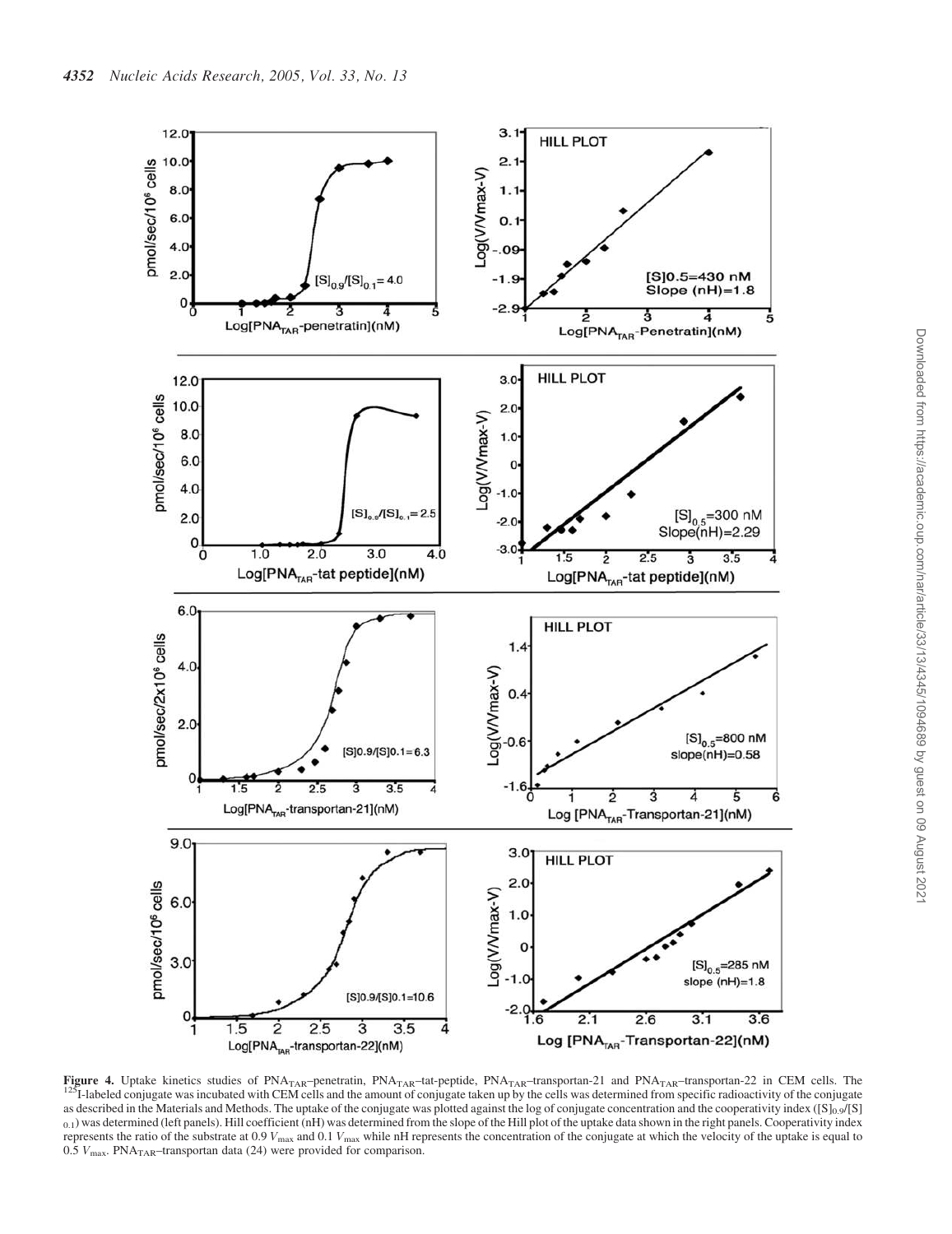**Figure 4.** Uptake kinetics studies of $PNA_{TAR}$–penetratin, $PNA_{TAR}$–tat-peptide, $PNA_{TAR}$–transportan-21 and $PNA_{TAR}$–transportan-22 in CEM cells. The $^{125}$I-labeled conjugate was incubated with CEM cells and the amount of conjugate taken up by the cells was determined from specific radioactivity of the conjugate as described in the Materials and Methods. The uptake of the conjugate was plotted against the log of conjugate concentration and the cooperativity index ($[S]_{0.9}/[S]_{0.1}$) was determined (left panels). Hill coefficient (nH) was determined from the slope of the Hill plot of the uptake data shown in the right panels. Cooperativity index represents the ratio of the substrate at 0.9 $V_{max}$ and 0.1 $V_{max}$ while nH represents the concentration of the conjugate at which the velocity of the uptake is equal to 0.5 $V_{max}$. $PNA_{TAR}$–transportan data (24) were provided for comparison.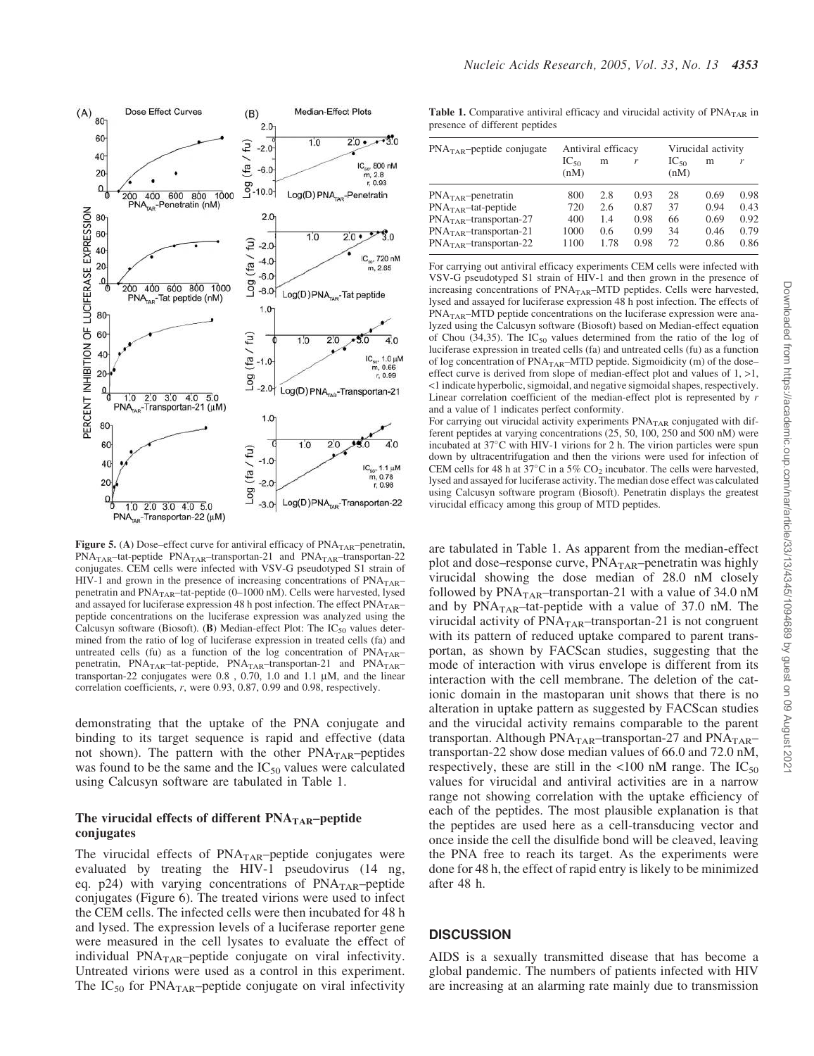**Figure 5.** (**A**) Dose–effect curve for antiviral efficacy of $PNA_{TAR}$–penetratin, $PNA_{TAR}$–tat-peptide $PNA_{TAR}$–transportan-21 and $PNA_{TAR}$–transportan-22 conjugates. CEM cells were infected with VSV-G pseudotyped S1 strain of HIV-1 and grown in the presence of increasing concentrations of $PNA_{TAR}$–penetratin and $PNA_{TAR}$–tat-peptide (0–1000 nM). Cells were harvested, lysed and assayed for luciferase expression 48 h post infection. The effect $PNA_{TAR}$–peptide concentrations on the luciferase expression was analyzed using the Calcusyn software (Biosoft). (**B**) Median-effect Plot: The $IC_{50}$ values determined from the ratio of log of luciferase expression in treated cells (fa) and untreated cells (fu) as a function of the log concentration of $PNA_{TAR}$–penetratin, $PNA_{TAR}$–tat-peptide, $PNA_{TAR}$–transportan-21 and $PNA_{TAR}$–transportan-22 conjugates were 0.8 , 0.70, 1.0 and 1.1 μM, and the linear correlation coefficients, *r*, were 0.93, 0.87, 0.99 and 0.98, respectively.

demonstrating that the uptake of the PNA conjugate and binding to its target sequence is rapid and effective (data not shown). The pattern with the other $PNA_{TAR}$–peptides was found to be the same and the $IC_{50}$ values were calculated using Calcusyn software are tabulated in Table 1.

### The virucidal effects of different $PNA_{TAR}$–peptide conjugates

The virucidal effects of $PNA_{TAR}$–peptide conjugates were evaluated by treating the HIV-1 pseudovirus (14 ng, eq. p24) with varying concentrations of $PNA_{TAR}$–peptide conjugates (Figure 6). The treated virions were used to infect the CEM cells. The infected cells were then incubated for 48 h and lysed. The expression levels of a luciferase reporter gene were measured in the cell lysates to evaluate the effect of individual $PNA_{TAR}$–peptide conjugate on viral infectivity. Untreated virions were used as a control in this experiment. The $IC_{50}$ for $PNA_{TAR}$–peptide conjugate on viral infectivity are tabulated in Table 1. As apparent from the median-effect plot and dose–response curve, $PNA_{TAR}$–penetratin was highly virucidal showing the dose median of 28.0 nM closely followed by $PNA_{TAR}$–transportan-21 with a value of 34.0 nM and by $PNA_{TAR}$–tat-peptide with a value of 37.0 nM. The virucidal activity of $PNA_{TAR}$–transportan-21 is not congruent with its pattern of reduced uptake compared to parent transportan, as shown by FACScan studies, suggesting that the mode of interaction with virus envelope is different from its interaction with the cell membrane. The deletion of the cationic domain in the mastoparan unit shows that there is no alteration in uptake pattern as suggested by FACScan studies and the virucidal activity remains comparable to the parent transportan. Although $PNA_{TAR}$–transportan-27 and $PNA_{TAR}$–transportan-22 show dose median values of 66.0 and 72.0 nM, respectively, these are still in the <100 nM range. The $IC_{50}$ values for virucidal and antiviral activities are in a narrow range not showing correlation with the uptake efficiency of each of the peptides. The most plausible explanation is that the peptides are used here as a cell-transducing vector and once inside the cell the disulfide bond will be cleaved, leaving the PNA free to reach its target. As the experiments were done for 48 h, the effect of rapid entry is likely to be minimized after 48 h.

**Table 1.** Comparative antiviral efficacy and virucidal activity of $PNA_{TAR}$ in presence of different peptides

| $PNA_{TAR}$–peptide conjugate | Antiviral efficacy | | | Virucidal activity | | |
|---|---|---|---|---|---|---|
| | $IC_{50}$ (nM) | m | *r* | $IC_{50}$ (nM) | m | *r* |
| $PNA_{TAR}$–penetratin | 800 | 2.8 | 0.93 | 28 | 0.69 | 0.98 |
| $PNA_{TAR}$–tat-peptide | 720 | 2.6 | 0.87 | 37 | 0.94 | 0.43 |
| $PNA_{TAR}$–transportan-27 | 400 | 1.4 | 0.98 | 66 | 0.69 | 0.92 |
| $PNA_{TAR}$–transportan-21 | 1000 | 0.6 | 0.99 | 34 | 0.46 | 0.79 |
| $PNA_{TAR}$–transportan-22 | 1100 | 1.78 | 0.98 | 72 | 0.86 | 0.86 |

For carrying out antiviral efficacy experiments CEM cells were infected with VSV-G pseudotyped S1 strain of HIV-1 and then grown in the presence of increasing concentrations of $PNA_{TAR}$–MTD peptides. Cells were harvested, lysed and assayed for luciferase expression 48 h post infection. The effects of $PNA_{TAR}$–MTD peptide concentrations on the luciferase expression were analyzed using the Calcusyn software (Biosoft) based on Median-effect equation of Chou (34,35). The $IC_{50}$ values determined from the ratio of the log of luciferase expression in treated cells (fa) and untreated cells (fu) as a function of log concentration of $PNA_{TAR}$–MTD peptide. Sigmoidicity (m) of the dose–effect curve is derived from slope of median-effect plot and values of 1, >1, <1 indicate hyperbolic, sigmoidal, and negative sigmoidal shapes, respectively. Linear correlation coefficient of the median-effect plot is represented by *r* and a value of 1 indicates perfect conformity.
For carrying out virucidal activity experiments $PNA_{TAR}$ conjugated with different peptides at varying concentrations (25, 50, 100, 250 and 500 nM) were incubated at 37°C with HIV-1 virions for 2 h. The virion particles were spun down by ultracentrifugation and then the virions were used for infection of CEM cells for 48 h at 37°C in a 5% $CO_2$ incubator. The cells were harvested, lysed and assayed for luciferase activity. The median dose effect was calculated using Calcusyn software program (Biosoft). Penetratin displays the greatest virucidal efficacy among this group of MTD peptides.

## DISCUSSION

AIDS is a sexually transmitted disease that has become a global pandemic. The numbers of patients infected with HIV are increasing at an alarming rate mainly due to transmission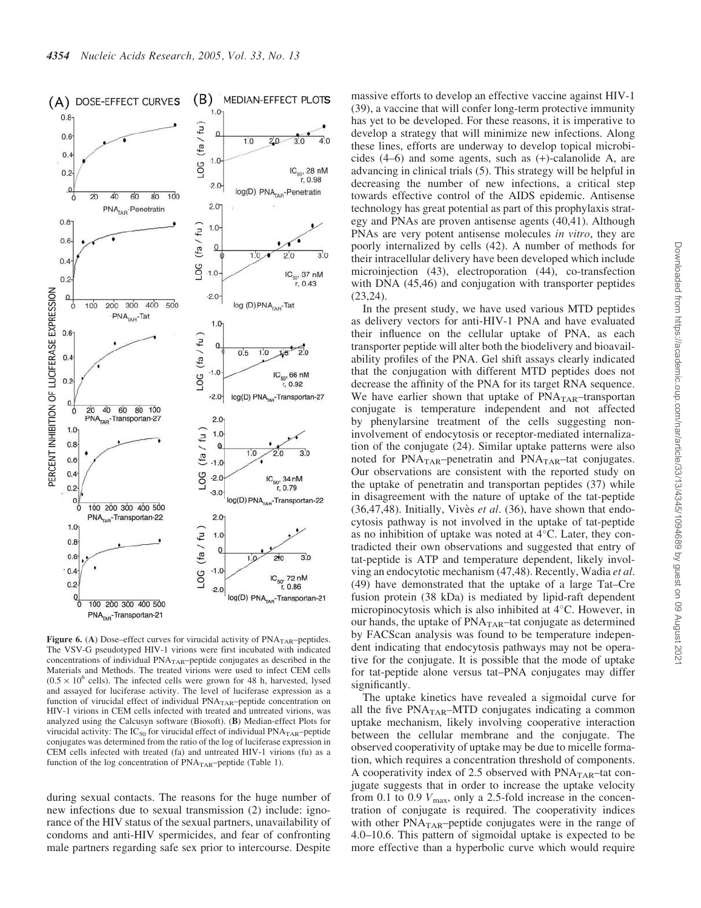**Figure 6.** (**A**) Dose–effect curves for virucidal activity of $PNA_{TAR}$–peptides. The VSV-G pseudotyped HIV-1 virions were first incubated with indicated concentrations of individual $PNA_{TAR}$–peptide conjugates as described in the Materials and Methods. The treated virions were used to infect CEM cells ($0.5 \times 10^6$ cells). The infected cells were grown for 48 h, harvested, lysed and assayed for luciferase activity. The level of luciferase expression as a function of virucidal effect of individual $PNA_{TAR}$–peptide concentration on HIV-1 virions in CEM cells infected with treated and untreated virions, was analyzed using the Calcusyn software (Biosoft). (**B**) Median-effect Plots for virucidal activity: The $IC_{50}$ for virucidal effect of individual $PNA_{TAR}$–peptide conjugates was determined from the ratio of the log of luciferase expression in CEM cells infected with treated (fa) and untreated HIV-1 virions (fu) as a function of the log concentration of $PNA_{TAR}$–peptide (Table 1).

during sexual contacts. The reasons for the huge number of new infections due to sexual transmission (2) include: ignorance of the HIV status of the sexual partners, unavailability of condoms and anti-HIV spermicides, and fear of confronting male partners regarding safe sex prior to intercourse. Despite massive efforts to develop an effective vaccine against HIV-1 (39), a vaccine that will confer long-term protective immunity has yet to be developed. For these reasons, it is imperative to develop a strategy that will minimize new infections. Along these lines, efforts are underway to develop topical microbicides (4–6) and some agents, such as (+)-calanolide A, are advancing in clinical trials (5). This strategy will be helpful in decreasing the number of new infections, a critical step towards effective control of the AIDS epidemic. Antisense technology has great potential as part of this prophylaxis strategy and PNAs are proven antisense agents (40,41). Although PNAs are very potent antisense molecules *in vitro*, they are poorly internalized by cells (42). A number of methods for their intracellular delivery have been developed which include microinjection (43), electroporation (44), co-transfection with DNA (45,46) and conjugation with transporter peptides (23,24).

In the present study, we have used various MTD peptides as delivery vectors for anti-HIV-1 PNA and have evaluated their influence on the cellular uptake of PNA, as each transporter peptide will alter both the biodelivery and bioavailability profiles of the PNA. Gel shift assays clearly indicated that the conjugation with different MTD peptides does not decrease the affinity of the PNA for its target RNA sequence. We have earlier shown that uptake of $PNA_{TAR}$–transportan conjugate is temperature independent and not affected by phenylarsine treatment of the cells suggesting non-involvement of endocytosis or receptor-mediated internalization of the conjugate (24). Similar uptake patterns were also noted for $PNA_{TAR}$–penetratin and $PNA_{TAR}$–tat conjugates. Our observations are consistent with the reported study on the uptake of penetratin and transportan peptides (37) while in disagreement with the nature of uptake of the tat-peptide (36,47,48). Initially, Vivès *et al*. (36), have shown that endocytosis pathway is not involved in the uptake of tat-peptide as no inhibition of uptake was noted at 4°C. Later, they contradicted their own observations and suggested that entry of tat-peptide is ATP and temperature dependent, likely involving an endocytotic mechanism (47,48). Recently, Wadia *et al*. (49) have demonstrated that the uptake of a large Tat–Cre fusion protein (38 kDa) is mediated by lipid-raft dependent micropinocytosis which is also inhibited at 4°C. However, in our hands, the uptake of $PNA_{TAR}$–tat conjugate as determined by FACScan analysis was found to be temperature independent indicating that endocytosis pathways may not be operative for the conjugate. It is possible that the mode of uptake for tat-peptide alone versus tat–PNA conjugates may differ significantly.

The uptake kinetics have revealed a sigmoidal curve for all the five $PNA_{TAR}$–MTD conjugates indicating a common uptake mechanism, likely involving cooperative interaction between the cellular membrane and the conjugate. The observed cooperativity of uptake may be due to micelle formation, which requires a concentration threshold of components. A cooperativity index of 2.5 observed with $PNA_{TAR}$–tat conjugate suggests that in order to increase the uptake velocity from 0.1 to 0.9 $V_{max}$, only a 2.5-fold increase in the concentration of conjugate is required. The cooperativity indices with other $PNA_{TAR}$–peptide conjugates were in the range of 4.0–10.6. This pattern of sigmoidal uptake is expected to be more effective than a hyperbolic curve which would require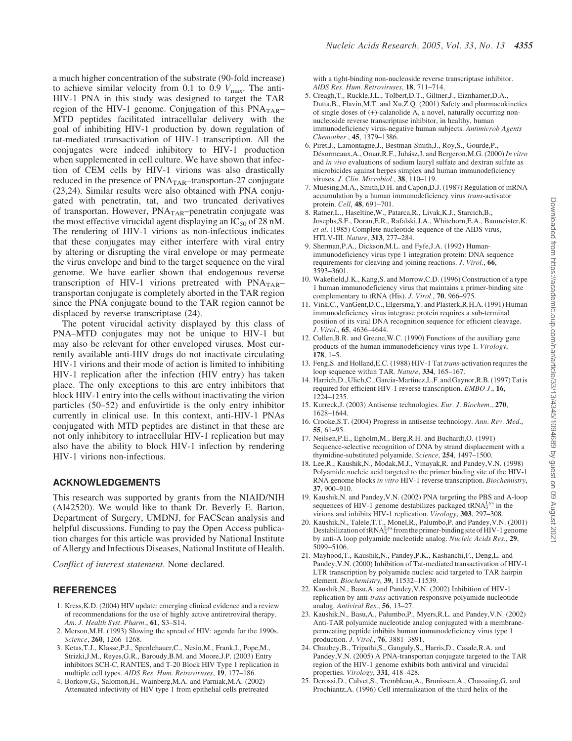a much higher concentration of the substrate (90-fold increase) to achieve similar velocity from 0.1 to 0.9 $V_{max}$. The anti-HIV-1 PNA in this study was designed to target the TAR region of the HIV-1 genome. Conjugation of this $PNA_{TAR}$–MTD peptides facilitated intracellular delivery with the goal of inhibiting HIV-1 production by down regulation of tat-mediated transactivation of HIV-1 transcription. All the conjugates were indeed inhibitory to HIV-1 production when supplemented in cell culture. We have shown that infection of CEM cells by HIV-1 virions was also drastically reduced in the presence of $PNA_{TAR}$–transportan-27 conjugate (23,24). Similar results were also obtained with PNA conjugated with penetratin, tat, and two truncated derivatives of transportan. However, $PNA_{TAR}$–penetratin conjugate was the most effective virucidal agent displaying an $IC_{50}$ of 28 nM. The rendering of HIV-1 virions as non-infectious indicates that these conjugates may either interfere with viral entry by altering or disrupting the viral envelope or may permeate the virus envelope and bind to the target sequence on the viral genome. We have earlier shown that endogenous reverse transcription of HIV-1 virions pretreated with $PNA_{TAR}$–transportan conjugate is completely aborted in the TAR region since the PNA conjugate bound to the TAR region cannot be displaced by reverse transcriptase (24).

The potent virucidal activity displayed by this class of PNA–MTD conjugates may not be unique to HIV-1 but may also be relevant for other enveloped viruses. Most currently available anti-HIV drugs do not inactivate circulating HIV-1 virions and their mode of action is limited to inhibiting HIV-1 replication after the infection (HIV entry) has taken place. The only exceptions to this are entry inhibitors that block HIV-1 entry into the cells without inactivating the virion particles (50–52) and enfuvirtide is the only entry inhibitor currently in clinical use. In this context, anti-HIV-1 PNAs conjugated with MTD peptides are distinct in that these are not only inhibitory to intracellular HIV-1 replication but may also have the ability to block HIV-1 infection by rendering HIV-1 virions non-infectious.

## ACKNOWLEDGEMENTS

This research was supported by grants from the NIAID/NIH (AI42520). We would like to thank Dr. Beverly E. Barton, Department of Surgery, UMDNJ, for FACScan analysis and helpful discussions. Funding to pay the Open Access publication charges for this article was provided by National Institute of Allergy and Infectious Diseases, National Institute of Health.

*Conflict of interest statement*. None declared.

## REFERENCES

1. Kress,K.D. (2004) HIV update: emerging clinical evidence and a review of recommendations for the use of highly active antiretroviral therapy. *Am. J. Health Syst. Pharm.*, **61**, S3–S14.
2. Merson,M.H. (1993) Slowing the spread of HIV: agenda for the 1990s. *Science*, **260**, 1266–1268.
3. Ketas,T.J., Klasse,P.J., Spenlehauer,C., Nesin,M., Frank,I., Pope,M., Strizki,J.M., Reyes,G.R., Baroudy,B.M. and Moore,J.P. (2003) Entry inhibitors SCH-C, RANTES, and T-20 Block HIV Type 1 replication in multiple cell types. *AIDS Res. Hum. Retroviruses*, **19**, 177–186.
4. Borkow,G., Salomon,H., Wainberg,M.A. and Parniak,M.A. (2002) Attenuated infectivity of HIV type 1 from epithelial cells pretreated with a tight-binding non-nucleoside reverse transcriptase inhibitor. *AIDS Res. Hum. Retroviruses*, **18**, 711–714.
5. Creagh,T., Ruckle,J.L., Tolbert,D.T., Giltner,J., Eiznhamer,D.A., Dutta,B., Flavin,M.T. and Xu,Z.Q. (2001) Safety and pharmacokinetics of single doses of (+)-calanolide A, a novel, naturally occurring non-nucleoside reverse transcriptase inhibitor, in healthy, human immunodeficiency virus-negative human subjects. *Antimicrob Agents Chemother*., **45**, 1379–1386.
6. Piret,J., Lamontagne,J., Bestman-Smith,J., Roy,S., Gourde,P., Désormeaux,A., Omar,R.F., Juhász,J. and Bergeron,M.G. (2000) *In vitro* and *in vivo* evaluations of sodium lauryl sulfate and dextran sulfate as microbicides against herpes simplex and human immunodeficiency viruses. *J. Clin. Microbiol.*, **38**, 110–119.
7. Muesing,M.A., Smith,D.H. and Capon,D.J. (1987) Regulation of mRNA accumulation by a human immunodeficiency virus *trans*-activator protein. *Cell*, **48**, 691–701.
8. Ratner,L., Haseltine,W., Patarca,R., Livak,K.J., Starcich,B., Josephs,S.F., Doran,E.R., Rafalski,J.A., Whitehorn,E.A., Baumeister,K. *et al*. (1985) Complete nucleotide sequence of the AIDS virus, HTLV-III. *Nature*, **313**, 277–284.
9. Sherman,P.A., Dickson,M.L. and Fyfe,J.A. (1992) Human-immunodeficiency virus type 1 integration protein: DNA sequence requirements for cleaving and joining reactions. *J. Virol.*, **66**, 3593–3601.
10. Wakefield,J.K., Kang,S. and Morrow,C.D. (1996) Construction of a type 1 human immunodeficiency virus that maintains a primer-binding site complementary to tRNA (His). *J. Virol.*, **70**, 966–975.
11. Vink,C., VanGent,D.C., Elgersma,Y. and Plasterk,R.H.A. (1991) Human immunodeficiency virus integrase protein requires a sub-terminal position of its viral DNA recognition sequence for efficient cleavage. *J. Virol.*, **65**, 4636–4644.
12. Cullen,B.R. and Greene,W.C. (1990) Functions of the auxiliary gene products of the human immunodeficiency virus type 1. *Virology*, **178**, 1–5.
13. Feng,S. and Holland,E.C. (1988) HIV-1 Tat *trans*-activation requires the loop sequence within TAR. *Nature*, **334**, 165–167.
14. Harrich,D., Ulich,C., Garcia-Martinez,L.F. and Gaynor,R.B. (1997) Tat is required for efficient HIV-1 reverse transcription. *EMBO J.*, **16**, 1224–1235.
15. Kurreck,J. (2003) Antisense technologies. *Eur. J. Biochem.*, **270**, 1628–1644.
16. Crooke,S.T. (2004) Progress in antisense technology. *Ann. Rev. Med.*, **55**, 61–95.
17. Neilsen,P.E., Egholm,M., Berg,R.H. and Buchardt,O. (1991) Sequence-selective recognition of DNA by strand displacement with a thymidine-substituted polyamide. *Science*, **254**, 1497–1500.
18. Lee,R., Kaushik,N., Modak,M.J., Vinayak,R. and Pandey,V.N. (1998) Polyamide nucleic acid targeted to the primer binding site of the HIV-1 RNA genome blocks *in vitro* HIV-1 reverse transcription. *Biochemistry*, **37**, 900–910.
19. Kaushik,N. and Pandey,V.N. (2002) PNA targeting the PBS and A-loop sequences of HIV-1 genome destabilizes packaged $tRNA_3^{Lys}$ in the virions and inhibits HIV-1 replication. *Virology*, **303**, 297–308.
20. Kaushik,N., Talele,T.T., Monel,R., Palumbo,P. and Pandey,V.N. (2001) Destabilization of $tRNA_3^{Lys}$ from the primer-binding site of HIV-1 genome by anti-A loop polyamide nucleotide analog. *Nucleic Acids Res.*, **29**, 5099–5106.
21. Mayhood,T., Kaushik,N., Pandey,P.K., Kashanchi,F., Deng,L. and Pandey,V.N. (2000) Inhibition of Tat-mediated transactivation of HIV-1 LTR transcription by polyamide nucleic acid targeted to TAR hairpin element. *Biochemistry*, **39**, 11532–11539.
22. Kaushik,N., Basu,A. and Pandey,V.N. (2002) Inhibition of HIV-1 replication by anti-*trans*-activation responsive polyamide nucleotide analog. *Antiviral Res.*, **56**, 13–27.
23. Kaushik,N., Basu,A., Palumbo,P., Myers,R.L. and Pandey,V.N. (2002) Anti-TAR polyamide nucleotide analog conjugated with a membrane-permeating peptide inhibits human immunodeficiency virus type 1 production. *J. Virol.*, **76**, 3881–3891.
24. Chaubey,B., Tripathi,S., Ganguly,S., Harris,D., Casale,R.A. and Pandey,V.N. (2005) A PNA-transportan conjugate targeted to the TAR region of the HIV-1 genome exhibits both antiviral and virucidal properties. *Virology*, **331**, 418–428.
25. Derossi,D., Calvet,S., Trembleau,A., Brunissen,A., Chassaing,G. and Prochiantz,A. (1996) Cell internalization of the third helix of the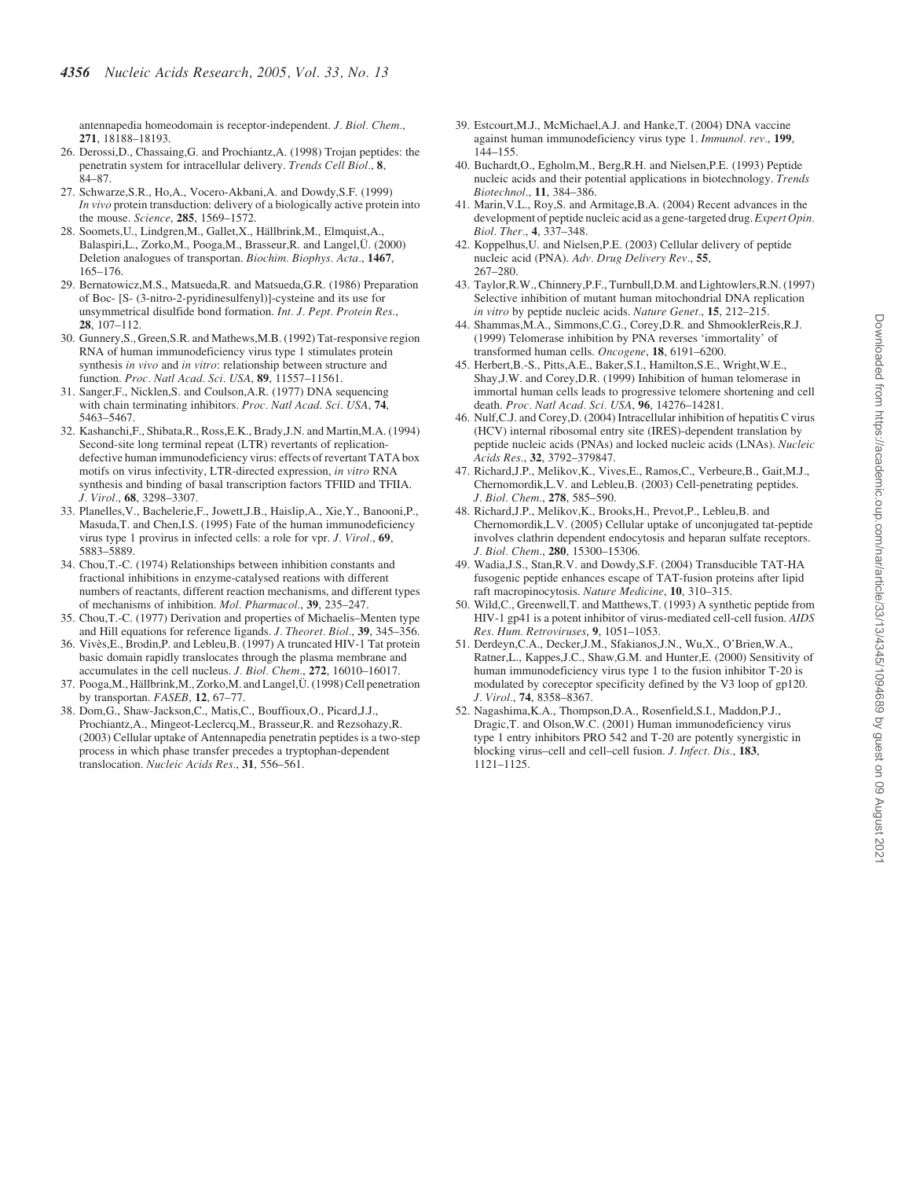antennapedia homeodomain is receptor-independent. *J. Biol. Chem.*, **271**, 18188–18193.

26. Derossi,D., Chassaing,G. and Prochiantz,A. (1998) Trojan peptides: the penetratin system for intracellular delivery. *Trends Cell Biol.*, **8**, 84–87.
27. Schwarze,S.R., Ho,A., Vocero-Akbani,A. and Dowdy,S.F. (1999) *In vivo* protein transduction: delivery of a biologically active protein into the mouse. *Science*, **285**, 1569–1572.
28. Soomets,U., Lindgren,M., Gallet,X., Hällbrink,M., Elmquist,A., Balaspiri,L., Zorko,M., Pooga,M., Brasseur,R. and Langel,Ü. (2000) Deletion analogues of transportan. *Biochim. Biophys. Acta*, **1467**, 165–176.
29. Bernatowicz,M.S., Matsueda,R. and Matsueda,G.R. (1986) Preparation of Boc- [S- (3-nitro-2-pyridinesulfenyl)]-cysteine and its use for unsymmetrical disulfide bond formation. *Int. J. Pept. Protein Res.*, **28**, 107–112.
30. Gunnery,S., Green,S.R. and Mathews,M.B. (1992) Tat-responsive region RNA of human immunodeficiency virus type 1 stimulates protein synthesis *in vivo* and *in vitro*: relationship between structure and function. *Proc. Natl Acad. Sci. USA*, **89**, 11557–11561.
31. Sanger,F., Nicklen,S. and Coulson,A.R. (1977) DNA sequencing with chain terminating inhibitors. *Proc. Natl Acad. Sci. USA*, **74**, 5463–5467.
32. Kashanchi,F., Shibata,R., Ross,E.K., Brady,J.N. and Martin,M.A. (1994) Second-site long terminal repeat (LTR) revertants of replication-defective human immunodeficiency virus: effects of revertant TATA box motifs on virus infectivity, LTR-directed expression, *in vitro* RNA synthesis and binding of basal transcription factors TFIID and TFIIA. *J. Virol.*, **68**, 3298–3307.
33. Planelles,V., Bachelerie,F., Jowett,J.B., Haislip,A., Xie,Y., Banooni,P., Masuda,T. and Chen,I.S. (1995) Fate of the human immunodeficiency virus type 1 provirus in infected cells: a role for vpr. *J. Virol.*, **69**, 5883–5889.
34. Chou,T.-C. (1974) Relationships between inhibition constants and fractional inhibitions in enzyme-catalysed reations with different numbers of reactants, different reaction mechanisms, and different types of mechanisms of inhibition. *Mol. Pharmacol.*, **39**, 235–247.
35. Chou,T.-C. (1977) Derivation and properties of Michaelis–Menten type and Hill equations for reference ligands. *J. Theoret. Biol.*, **39**, 345–356.
36. Vivès,E., Brodin,P. and Lebleu,B. (1997) A truncated HIV-1 Tat protein basic domain rapidly translocates through the plasma membrane and accumulates in the cell nucleus. *J. Biol. Chem.*, **272**, 16010–16017.
37. Pooga,M., Hällbrink,M., Zorko,M. and Langel,Ü. (1998) Cell penetration by transportan. *FASEB*, **12**, 67–77.
38. Dom,G., Shaw-Jackson,C., Matis,C., Bouffioux,O., Picard,J.J., Prochiantz,A., Mingeot-Leclercq,M., Brasseur,R. and Rezsohazy,R. (2003) Cellular uptake of Antennapedia penetratin peptides is a two-step process in which phase transfer precedes a tryptophan-dependent translocation. *Nucleic Acids Res.*, **31**, 556–561.
39. Estcourt,M.J., McMichael,A.J. and Hanke,T. (2004) DNA vaccine against human immunodeficiency virus type 1. *Immunol. rev.*, **199**, 144–155.
40. Buchardt,O., Egholm,M., Berg,R.H. and Nielsen,P.E. (1993) Peptide nucleic acids and their potential applications in biotechnology. *Trends Biotechnol.*, **11**, 384–386.
41. Marin,V.L., Roy,S. and Armitage,B.A. (2004) Recent advances in the development of peptide nucleic acid as a gene-targeted drug. *Expert Opin. Biol. Ther.*, **4**, 337–348.
42. Koppelhus,U. and Nielsen,P.E. (2003) Cellular delivery of peptide nucleic acid (PNA). *Adv. Drug Delivery Rev.*, **55**, 267–280.
43. Taylor,R.W., Chinnery,P.F., Turnbull,D.M. and Lightowlers,R.N. (1997) Selective inhibition of mutant human mitochondrial DNA replication *in vitro* by peptide nucleic acids. *Nature Genet.*, **15**, 212–215.
44. Shammas,M.A., Simmons,C.G., Corey,D.R. and ShmooklerReis,R.J. (1999) Telomerase inhibition by PNA reverses 'immortality' of transformed human cells. *Oncogene*, **18**, 6191–6200.
45. Herbert,B.-S., Pitts,A.E., Baker,S.I., Hamilton,S.E., Wright,W.E., Shay,J.W. and Corey,D.R. (1999) Inhibition of human telomerase in immortal human cells leads to progressive telomere shortening and cell death. *Proc. Natl Acad. Sci. USA*, **96**, 14276–14281.
46. Nulf,C.J. and Corey,D. (2004) Intracellular inhibition of hepatitis C virus (HCV) internal ribosomal entry site (IRES)-dependent translation by peptide nucleic acids (PNAs) and locked nucleic acids (LNAs). *Nucleic Acids Res.*, **32**, 3792–379847.
47. Richard,J.P., Melikov,K., Vives,E., Ramos,C., Verbeure,B., Gait,M.J., Chernomordik,L.V. and Lebleu,B. (2003) Cell-penetrating peptides. *J. Biol. Chem.*, **278**, 585–590.
48. Richard,J.P., Melikov,K., Brooks,H., Prevot,P., Lebleu,B. and Chernomordik,L.V. (2005) Cellular uptake of unconjugated tat-peptide involves clathrin dependent endocytosis and heparan sulfate receptors. *J. Biol. Chem.*, **280**, 15300–15306.
49. Wadia,J.S., Stan,R.V. and Dowdy,S.F. (2004) Transducible TAT-HA fusogenic peptide enhances escape of TAT-fusion proteins after lipid raft macropinocytosis. *Nature Medicine*, **10**, 310–315.
50. Wild,C., Greenwell,T. and Matthews,T. (1993) A synthetic peptide from HIV-1 gp41 is a potent inhibitor of virus-mediated cell-cell fusion. *AIDS Res. Hum. Retroviruses*, **9**, 1051–1053.
51. Derdeyn,C.A., Decker,J.M., Sfakianos,J.N., Wu,X., O'Brien,W.A., Ratner,L., Kappes,J.C., Shaw,G.M. and Hunter,E. (2000) Sensitivity of human immunodeficiency virus type 1 to the fusion inhibitor T-20 is modulated by coreceptor specificity defined by the V3 loop of gp120. *J. Virol.*, **74**, 8358–8367.
52. Nagashima,K.A., Thompson,D.A., Rosenfield,S.I., Maddon,P.J., Dragic,T. and Olson,W.C. (2001) Human immunodeficiency virus type 1 entry inhibitors PRO 542 and T-20 are potently synergistic in blocking virus–cell and cell–cell fusion. *J. Infect. Dis.*, **183**, 1121–1125.